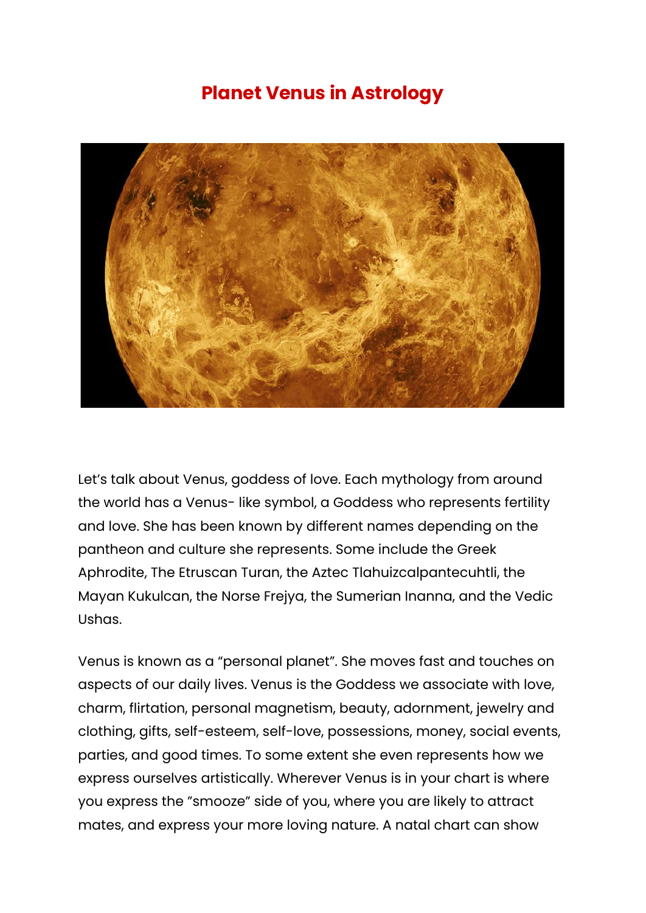# Planet Venus in Astrology

Let's talk about Venus, goddess of love. Each mythology from around the world has a Venus- like symbol, a Goddess who represents fertility and love. She has been known by different names depending on the pantheon and culture she represents. Some include the Greek Aphrodite, The Etruscan Turan, the Aztec Tlahuizcalpantecuhtli, the Mayan Kukulcan, the Norse Frejya, the Sumerian Inanna, and the Vedic Ushas.

Venus is known as a "personal planet". She moves fast and touches on aspects of our daily lives. Venus is the Goddess we associate with love, charm, flirtation, personal magnetism, beauty, adornment, jewelry and clothing, gifts, self-esteem, self-love, possessions, money, social events, parties, and good times. To some extent she even represents how we express ourselves artistically. Wherever Venus is in your chart is where you express the "smooze" side of you, where you are likely to attract mates, and express your more loving nature. A natal chart can show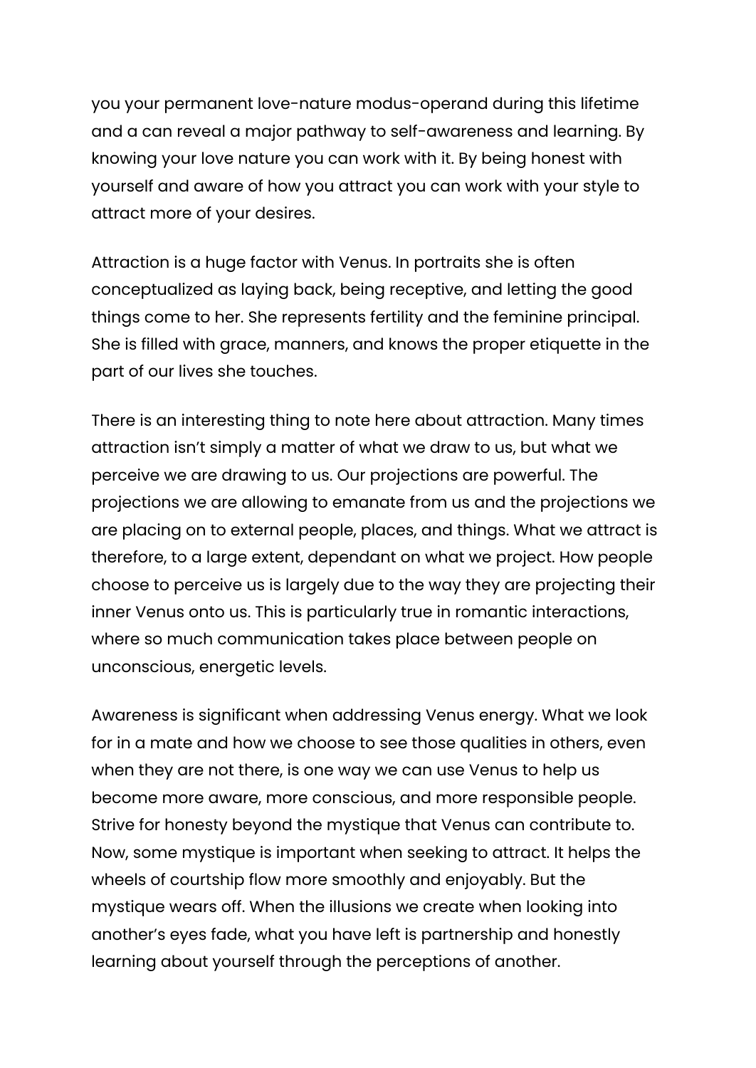you your permanent love-nature modus-operand during this lifetime and a can reveal a major pathway to self-awareness and learning. By knowing your love nature you can work with it. By being honest with yourself and aware of how you attract you can work with your style to attract more of your desires.

Attraction is a huge factor with Venus. In portraits she is often conceptualized as laying back, being receptive, and letting the good things come to her. She represents fertility and the feminine principal. She is filled with grace, manners, and knows the proper etiquette in the part of our lives she touches.

There is an interesting thing to note here about attraction. Many times attraction isn't simply a matter of what we draw to us, but what we perceive we are drawing to us. Our projections are powerful. The projections we are allowing to emanate from us and the projections we are placing on to external people, places, and things. What we attract is therefore, to a large extent, dependant on what we project. How people choose to perceive us is largely due to the way they are projecting their inner Venus onto us. This is particularly true in romantic interactions, where so much communication takes place between people on unconscious, energetic levels.

Awareness is significant when addressing Venus energy. What we look for in a mate and how we choose to see those qualities in others, even when they are not there, is one way we can use Venus to help us become more aware, more conscious, and more responsible people. Strive for honesty beyond the mystique that Venus can contribute to. Now, some mystique is important when seeking to attract. It helps the wheels of courtship flow more smoothly and enjoyably. But the mystique wears off. When the illusions we create when looking into another's eyes fade, what you have left is partnership and honestly learning about yourself through the perceptions of another.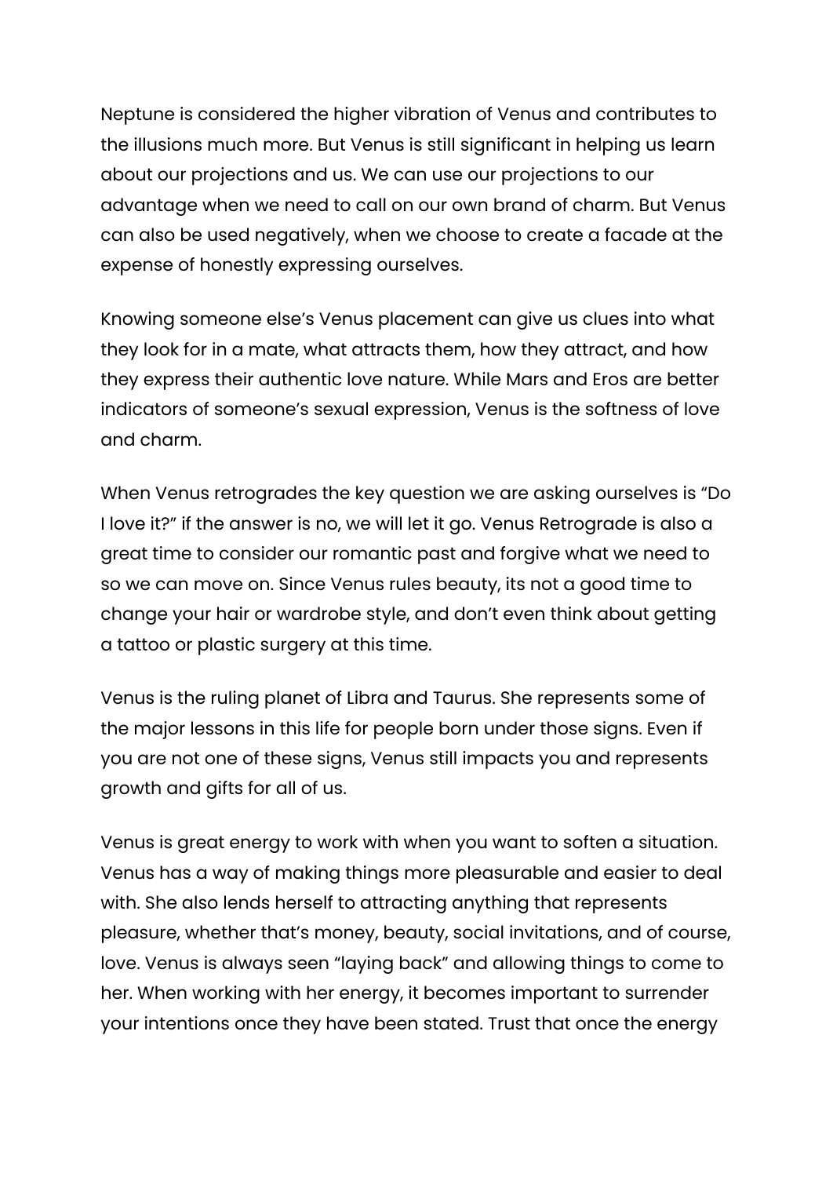Neptune is considered the higher vibration of Venus and contributes to the illusions much more. But Venus is still significant in helping us learn about our projections and us. We can use our projections to our advantage when we need to call on our own brand of charm. But Venus can also be used negatively, when we choose to create a facade at the expense of honestly expressing ourselves.

Knowing someone else's Venus placement can give us clues into what they look for in a mate, what attracts them, how they attract, and how they express their authentic love nature. While Mars and Eros are better indicators of someone's sexual expression, Venus is the softness of love and charm.

When Venus retrogrades the key question we are asking ourselves is "Do I love it?" if the answer is no, we will let it go. Venus Retrograde is also a great time to consider our romantic past and forgive what we need to so we can move on. Since Venus rules beauty, its not a good time to change your hair or wardrobe style, and don't even think about getting a tattoo or plastic surgery at this time.

Venus is the ruling planet of Libra and Taurus. She represents some of the major lessons in this life for people born under those signs. Even if you are not one of these signs, Venus still impacts you and represents growth and gifts for all of us.

Venus is great energy to work with when you want to soften a situation. Venus has a way of making things more pleasurable and easier to deal with. She also lends herself to attracting anything that represents pleasure, whether that's money, beauty, social invitations, and of course, love. Venus is always seen "laying back" and allowing things to come to her. When working with her energy, it becomes important to surrender your intentions once they have been stated. Trust that once the energy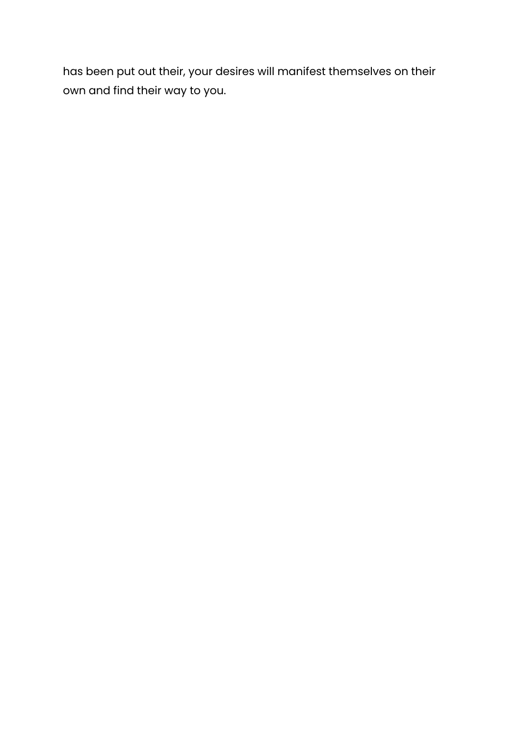has been put out their, your desires will manifest themselves on their own and find their way to you.